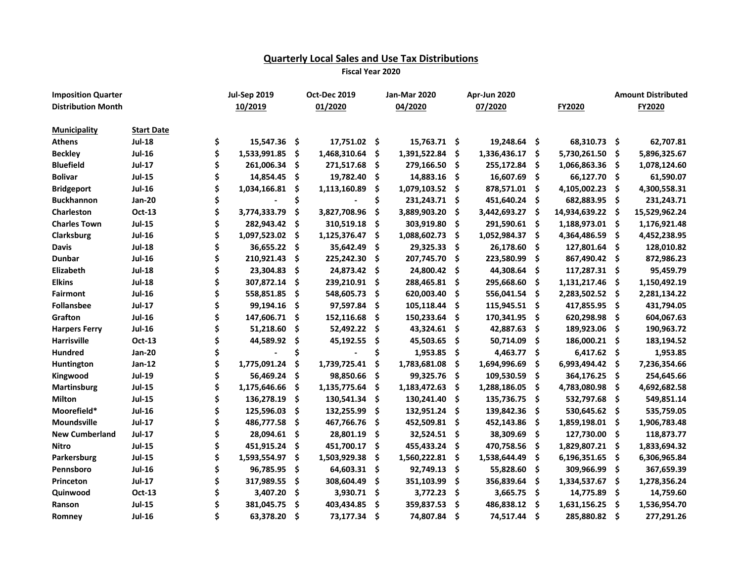## Quarterly Local Sales and Use Tax Distributions

**Fiscal Year 2020**

| Imposition Quarter | | Jul-Sep 2019 | Oct-Dec 2019 | Jan-Mar 2020 | Apr-Jun 2020 | | Amount Distributed |
|---|---|---|---|---|---|---|---|
| **Distribution Month** | | **10/2019** | **01/2020** | **04/2020** | **07/2020** | **FY2020** | **FY2020** |
| **Municipality** | **Start Date** | | | | | | |
| **Athens** | **Jul-18** | $ 15,547.36 | $ 17,751.02 | $ 15,763.71 | $ 19,248.64 | $ 68,310.73 | $ 62,707.81 |
| **Beckley** | **Jul-16** | $ 1,533,991.85 | $ 1,468,310.64 | $ 1,391,522.84 | $ 1,336,436.17 | $ 5,730,261.50 | $ 5,896,325.67 |
| **Bluefield** | **Jul-17** | $ 261,006.34 | $ 271,517.68 | $ 279,166.50 | $ 255,172.84 | $ 1,066,863.36 | $ 1,078,124.60 |
| **Bolivar** | **Jul-15** | $ 14,854.45 | $ 19,782.40 | $ 14,883.16 | $ 16,607.69 | $ 66,127.70 | $ 61,590.07 |
| **Bridgeport** | **Jul-16** | $ 1,034,166.81 | $ 1,113,160.89 | $ 1,079,103.52 | $ 878,571.01 | $ 4,105,002.23 | $ 4,300,558.31 |
| **Buckhannon** | **Jan-20** | $ - | $ - | $ 231,243.71 | $ 451,640.24 | $ 682,883.95 | $ 231,243.71 |
| **Charleston** | **Oct-13** | $ 3,774,333.79 | $ 3,827,708.96 | $ 3,889,903.20 | $ 3,442,693.27 | $ 14,934,639.22 | $ 15,529,962.24 |
| **Charles Town** | **Jul-15** | $ 282,943.42 | $ 310,519.18 | $ 303,919.80 | $ 291,590.61 | $ 1,188,973.01 | $ 1,176,921.48 |
| **Clarksburg** | **Jul-16** | $ 1,097,523.02 | $ 1,125,376.47 | $ 1,088,602.73 | $ 1,052,984.37 | $ 4,364,486.59 | $ 4,452,238.95 |
| **Davis** | **Jul-18** | $ 36,655.22 | $ 35,642.49 | $ 29,325.33 | $ 26,178.60 | $ 127,801.64 | $ 128,010.82 |
| **Dunbar** | **Jul-16** | $ 210,921.43 | $ 225,242.30 | $ 207,745.70 | $ 223,580.99 | $ 867,490.42 | $ 872,986.23 |
| **Elizabeth** | **Jul-18** | $ 23,304.83 | $ 24,873.42 | $ 24,800.42 | $ 44,308.64 | $ 117,287.31 | $ 95,459.79 |
| **Elkins** | **Jul-18** | $ 307,872.14 | $ 239,210.91 | $ 288,465.81 | $ 295,668.60 | $ 1,131,217.46 | $ 1,150,492.19 |
| **Fairmont** | **Jul-16** | $ 558,851.85 | $ 548,605.73 | $ 620,003.40 | $ 556,041.54 | $ 2,283,502.52 | $ 2,281,134.22 |
| **Follansbee** | **Jul-17** | $ 99,194.16 | $ 97,597.84 | $ 105,118.44 | $ 115,945.51 | $ 417,855.95 | $ 431,794.05 |
| **Grafton** | **Jul-16** | $ 147,606.71 | $ 152,116.68 | $ 150,233.64 | $ 170,341.95 | $ 620,298.98 | $ 604,067.63 |
| **Harpers Ferry** | **Jul-16** | $ 51,218.60 | $ 52,492.22 | $ 43,324.61 | $ 42,887.63 | $ 189,923.06 | $ 190,963.72 |
| **Harrisville** | **Oct-13** | $ 44,589.92 | $ 45,192.55 | $ 45,503.65 | $ 50,714.09 | $ 186,000.21 | $ 183,194.52 |
| **Hundred** | **Jan-20** | $ - | $ - | $ 1,953.85 | $ 4,463.77 | $ 6,417.62 | $ 1,953.85 |
| **Huntington** | **Jan-12** | $ 1,775,091.24 | $ 1,739,725.41 | $ 1,783,681.08 | $ 1,694,996.69 | $ 6,993,494.42 | $ 7,236,354.66 |
| **Kingwood** | **Jul-19** | $ 56,469.24 | $ 98,850.66 | $ 99,325.76 | $ 109,530.59 | $ 364,176.25 | $ 254,645.66 |
| **Martinsburg** | **Jul-15** | $ 1,175,646.66 | $ 1,135,775.64 | $ 1,183,472.63 | $ 1,288,186.05 | $ 4,783,080.98 | $ 4,692,682.58 |
| **Milton** | **Jul-15** | $ 136,278.19 | $ 130,541.34 | $ 130,241.40 | $ 135,736.75 | $ 532,797.68 | $ 549,851.14 |
| **Moorefield*** | **Jul-16** | $ 125,596.03 | $ 132,255.99 | $ 132,951.24 | $ 139,842.36 | $ 530,645.62 | $ 535,759.05 |
| **Moundsville** | **Jul-17** | $ 486,777.58 | $ 467,766.76 | $ 452,509.81 | $ 452,143.86 | $ 1,859,198.01 | $ 1,906,783.48 |
| **New Cumberland** | **Jul-17** | $ 28,094.61 | $ 28,801.19 | $ 32,524.51 | $ 38,309.69 | $ 127,730.00 | $ 118,873.77 |
| **Nitro** | **Jul-15** | $ 451,915.24 | $ 451,700.17 | $ 455,433.24 | $ 470,758.56 | $ 1,829,807.21 | $ 1,833,694.32 |
| **Parkersburg** | **Jul-15** | $ 1,593,554.97 | $ 1,503,929.38 | $ 1,560,222.81 | $ 1,538,644.49 | $ 6,196,351.65 | $ 6,306,965.84 |
| **Pennsboro** | **Jul-16** | $ 96,785.95 | $ 64,603.31 | $ 92,749.13 | $ 55,828.60 | $ 309,966.99 | $ 367,659.39 |
| **Princeton** | **Jul-17** | $ 317,989.55 | $ 308,604.49 | $ 351,103.99 | $ 356,839.64 | $ 1,334,537.67 | $ 1,278,356.24 |
| **Quinwood** | **Oct-13** | $ 3,407.20 | $ 3,930.71 | $ 3,772.23 | $ 3,665.75 | $ 14,775.89 | $ 14,759.60 |
| **Ranson** | **Jul-15** | $ 381,045.75 | $ 403,434.85 | $ 359,837.53 | $ 486,838.12 | $ 1,631,156.25 | $ 1,536,954.70 |
| **Romney** | **Jul-16** | $ 63,378.20 | $ 73,177.34 | $ 74,807.84 | $ 74,517.44 | $ 285,880.82 | $ 277,291.26 |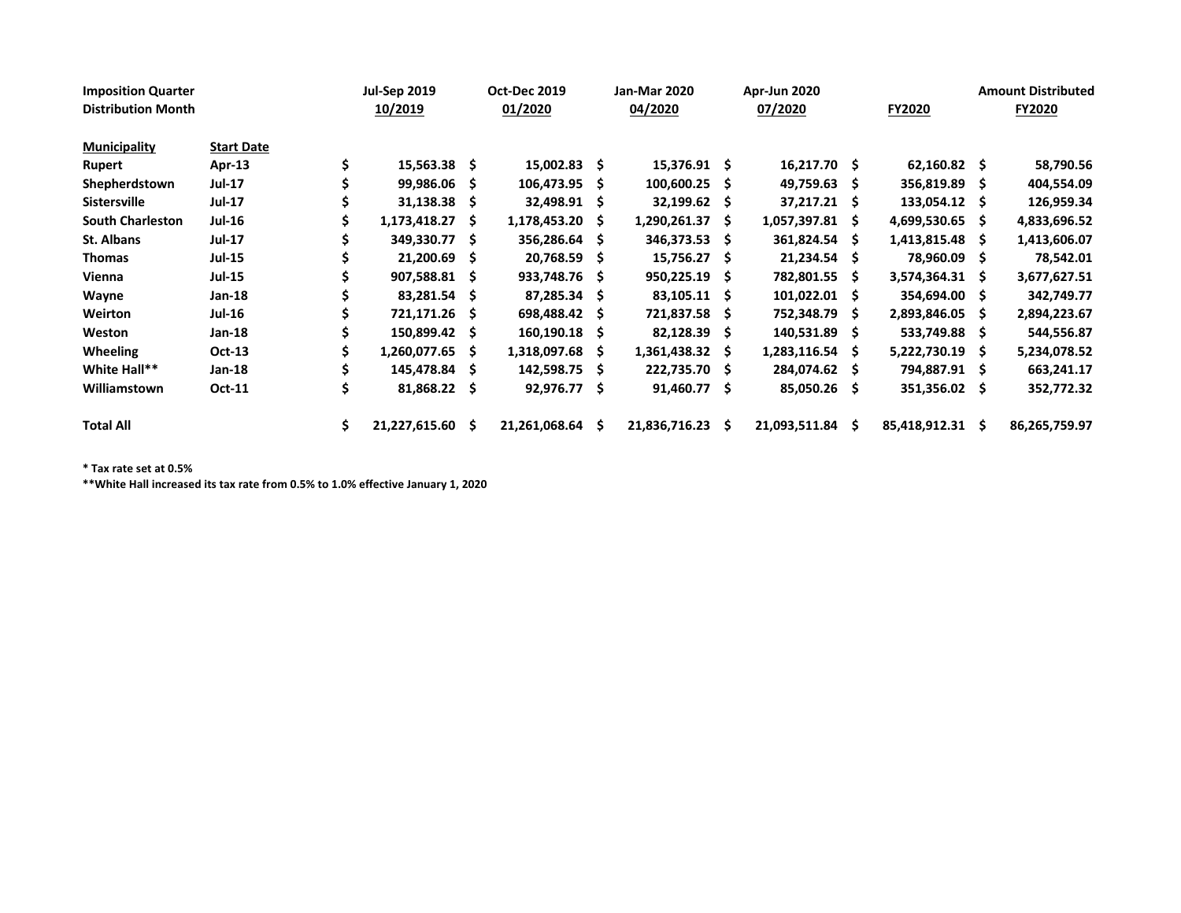| Imposition Quarter | | Jul-Sep 2019 | Oct-Dec 2019 | Jan-Mar 2020 | Apr-Jun 2020 | | Amount Distributed |
|---|---|---|---|---|---|---|---|
| Distribution Month | | 10/2019 | 01/2020 | 04/2020 | 07/2020 | FY2020 | FY2020 |
| **Municipality** | **Start Date** | | | | | | |
| Rupert | Apr-13 | $ 15,563.38 | $ 15,002.83 | $ 15,376.91 | $ 16,217.70 | $ 62,160.82 | $ 58,790.56 |
| Shepherdstown | Jul-17 | $ 99,986.06 | $ 106,473.95 | $ 100,600.25 | $ 49,759.63 | $ 356,819.89 | $ 404,554.09 |
| Sistersville | Jul-17 | $ 31,138.38 | $ 32,498.91 | $ 32,199.62 | $ 37,217.21 | $ 133,054.12 | $ 126,959.34 |
| South Charleston | Jul-16 | $ 1,173,418.27 | $ 1,178,453.20 | $ 1,290,261.37 | $ 1,057,397.81 | $ 4,699,530.65 | $ 4,833,696.52 |
| St. Albans | Jul-17 | $ 349,330.77 | $ 356,286.64 | $ 346,373.53 | $ 361,824.54 | $ 1,413,815.48 | $ 1,413,606.07 |
| Thomas | Jul-15 | $ 21,200.69 | $ 20,768.59 | $ 15,756.27 | $ 21,234.54 | $ 78,960.09 | $ 78,542.01 |
| Vienna | Jul-15 | $ 907,588.81 | $ 933,748.76 | $ 950,225.19 | $ 782,801.55 | $ 3,574,364.31 | $ 3,677,627.51 |
| Wayne | Jan-18 | $ 83,281.54 | $ 87,285.34 | $ 83,105.11 | $ 101,022.01 | $ 354,694.00 | $ 342,749.77 |
| Weirton | Jul-16 | $ 721,171.26 | $ 698,488.42 | $ 721,837.58 | $ 752,348.79 | $ 2,893,846.05 | $ 2,894,223.67 |
| Weston | Jan-18 | $ 150,899.42 | $ 160,190.18 | $ 82,128.39 | $ 140,531.89 | $ 533,749.88 | $ 544,556.87 |
| Wheeling | Oct-13 | $ 1,260,077.65 | $ 1,318,097.68 | $ 1,361,438.32 | $ 1,283,116.54 | $ 5,222,730.19 | $ 5,234,078.52 |
| White Hall** | Jan-18 | $ 145,478.84 | $ 142,598.75 | $ 222,735.70 | $ 284,074.62 | $ 794,887.91 | $ 663,241.17 |
| Williamstown | Oct-11 | $ 81,868.22 | $ 92,976.77 | $ 91,460.77 | $ 85,050.26 | $ 351,356.02 | $ 352,772.32 |
| **Total All** | | $ 21,227,615.60 | $ 21,261,068.64 | $ 21,836,716.23 | $ 21,093,511.84 | $ 85,418,912.31 | $ 86,265,759.97 |

* Tax rate set at 0.5%

**White Hall increased its tax rate from 0.5% to 1.0% effective January 1, 2020